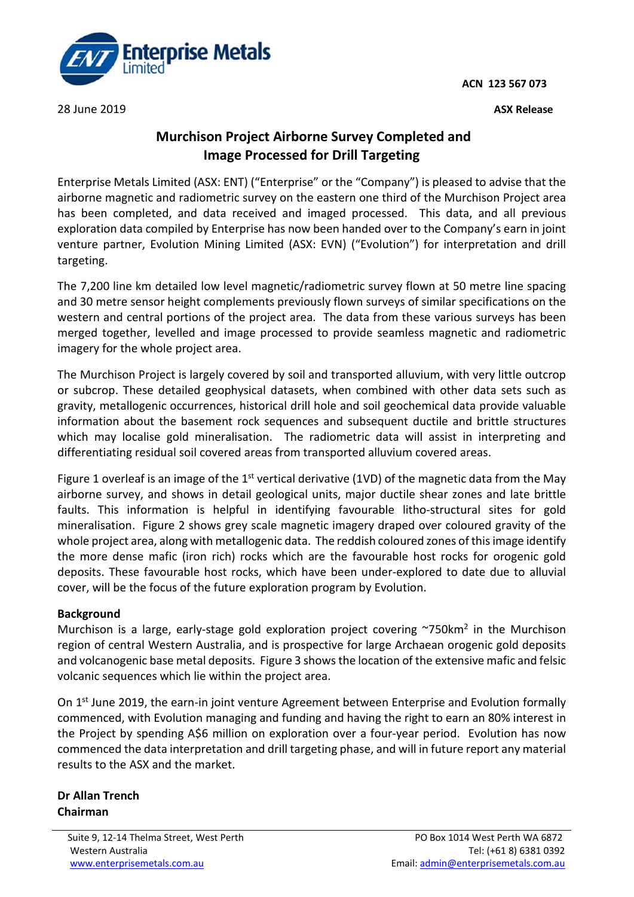ACN 123 567 073

28 June 2019

**ASX Release**

# Murchison Project Airborne Survey Completed and Image Processed for Drill Targeting

Enterprise Metals Limited (ASX: ENT) ("Enterprise" or the "Company") is pleased to advise that the airborne magnetic and radiometric survey on the eastern one third of the Murchison Project area has been completed, and data received and imaged processed. This data, and all previous exploration data compiled by Enterprise has now been handed over to the Company's earn in joint venture partner, Evolution Mining Limited (ASX: EVN) ("Evolution") for interpretation and drill targeting.

The 7,200 line km detailed low level magnetic/radiometric survey flown at 50 metre line spacing and 30 metre sensor height complements previously flown surveys of similar specifications on the western and central portions of the project area. The data from these various surveys has been merged together, levelled and image processed to provide seamless magnetic and radiometric imagery for the whole project area.

The Murchison Project is largely covered by soil and transported alluvium, with very little outcrop or subcrop. These detailed geophysical datasets, when combined with other data sets such as gravity, metallogenic occurrences, historical drill hole and soil geochemical data provide valuable information about the basement rock sequences and subsequent ductile and brittle structures which may localise gold mineralisation. The radiometric data will assist in interpreting and differentiating residual soil covered areas from transported alluvium covered areas.

Figure 1 overleaf is an image of the 1st vertical derivative (1VD) of the magnetic data from the May airborne survey, and shows in detail geological units, major ductile shear zones and late brittle faults. This information is helpful in identifying favourable litho-structural sites for gold mineralisation. Figure 2 shows grey scale magnetic imagery draped over coloured gravity of the whole project area, along with metallogenic data. The reddish coloured zones of this image identify the more dense mafic (iron rich) rocks which are the favourable host rocks for orogenic gold deposits. These favourable host rocks, which have been under-explored to date due to alluvial cover, will be the focus of the future exploration program by Evolution.

**Background**

Murchison is a large, early-stage gold exploration project covering ~750km$^2$ in the Murchison region of central Western Australia, and is prospective for large Archaean orogenic gold deposits and volcanogenic base metal deposits. Figure 3 shows the location of the extensive mafic and felsic volcanic sequences which lie within the project area.

On 1st June 2019, the earn-in joint venture Agreement between Enterprise and Evolution formally commenced, with Evolution managing and funding and having the right to earn an 80% interest in the Project by spending A$6 million on exploration over a four-year period. Evolution has now commenced the data interpretation and drill targeting phase, and will in future report any material results to the ASX and the market.

**Dr Allan Trench**
**Chairman**

Suite 9, 12-14 Thelma Street, West Perth
Western Australia
www.enterprisemetals.com.au

PO Box 1014 West Perth WA 6872
Tel: (+61 8) 6381 0392
Email: admin@enterprisemetals.com.au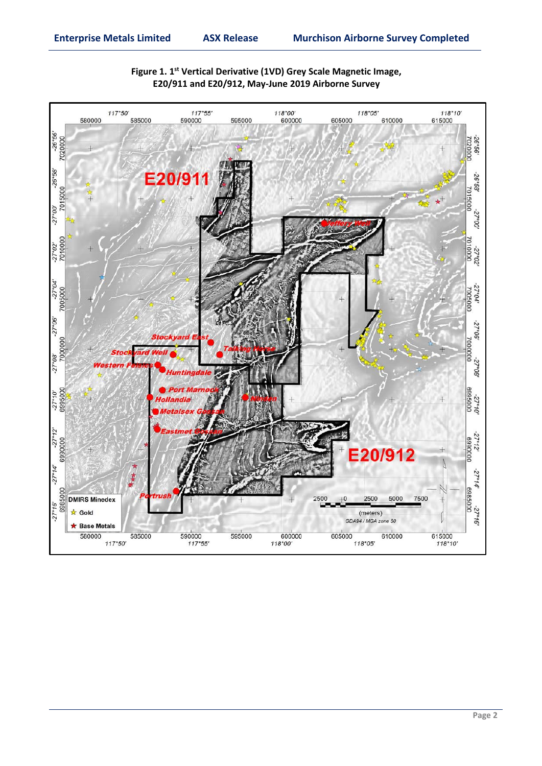**Figure 1. 1st Vertical Derivative (1VD) Grey Scale Magnetic Image, E20/911 and E20/912, May-June 2019 Airborne Survey**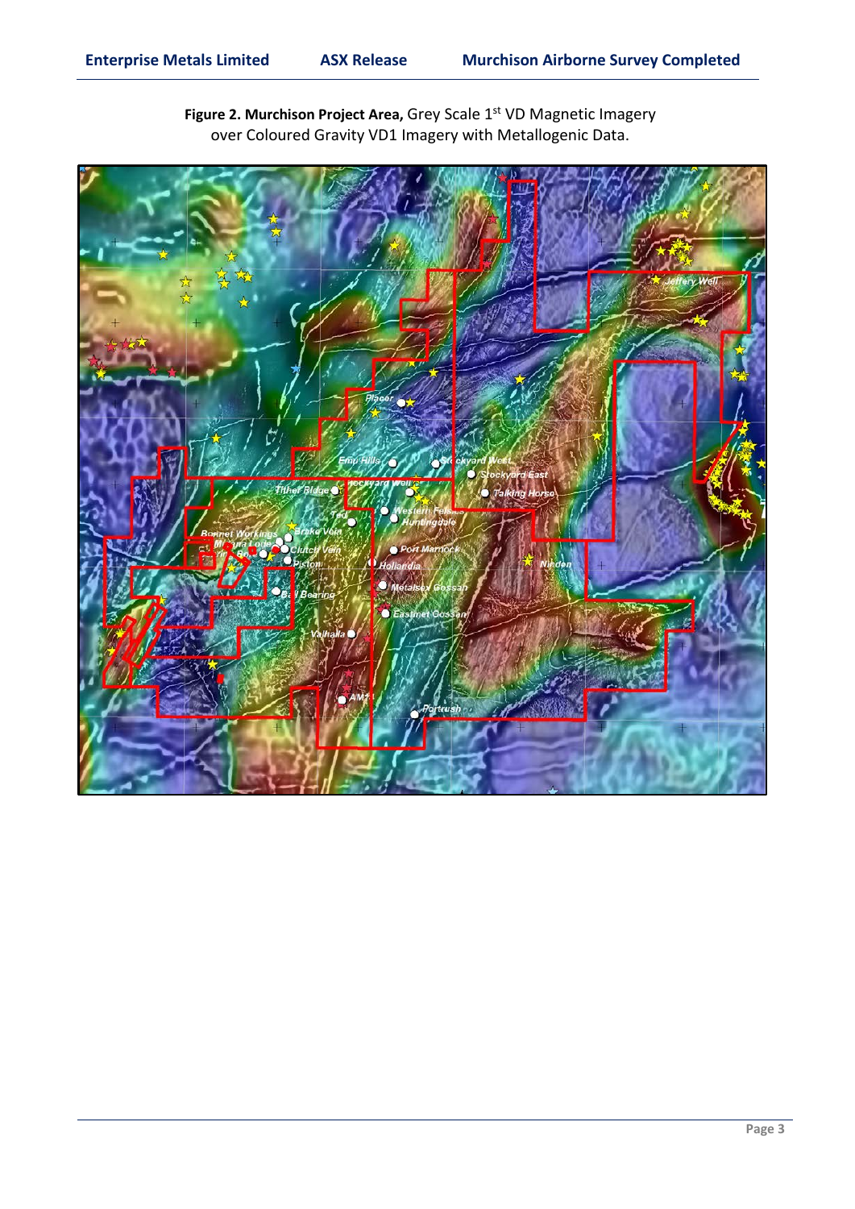**Figure 2. Murchison Project Area,** Grey Scale 1st VD Magnetic Imagery over Coloured Gravity VD1 Imagery with Metallogenic Data.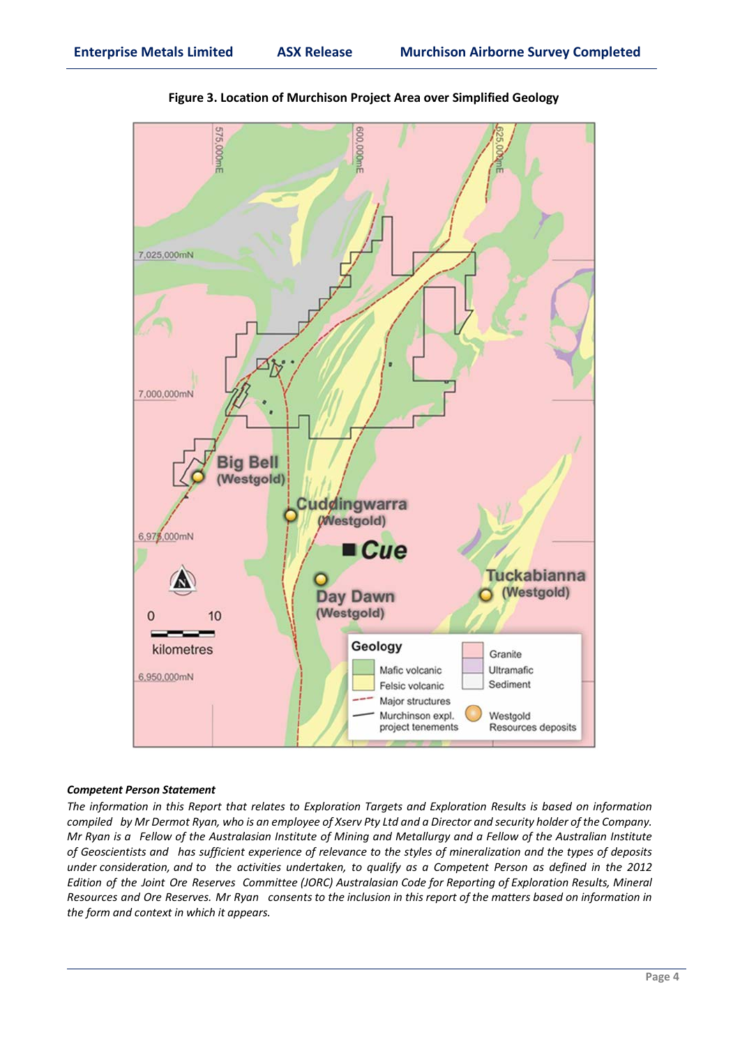**Figure 3. Location of Murchison Project Area over Simplified Geology**

575,000mE
600,000mE
625,000mE
7,025,000mN
7,000,000mN
6,975,000mN
6,950,000mN
Big Bell (Westgold)
Cuddingwarra (Westgold)
Cue
Day Dawn (Westgold)
Tuckabianna (Westgold)
0 10
kilometres
Geology
Mafic volcanic
Felsic volcanic
Major structures
Murchison expl. project tenements
Granite
Ultramafic
Sediment
Westgold Resources deposits

***Competent Person Statement***

*The information in this Report that relates to Exploration Targets and Exploration Results is based on information compiled by Mr Dermot Ryan, who is an employee of Xserv Pty Ltd and a Director and security holder of the Company. Mr Ryan is a Fellow of the Australasian Institute of Mining and Metallurgy and a Fellow of the Australian Institute of Geoscientists and has sufficient experience of relevance to the styles of mineralization and the types of deposits under consideration, and to the activities undertaken, to qualify as a Competent Person as defined in the 2012 Edition of the Joint Ore Reserves Committee (JORC) Australasian Code for Reporting of Exploration Results, Mineral Resources and Ore Reserves. Mr Ryan consents to the inclusion in this report of the matters based on information in the form and context in which it appears.*